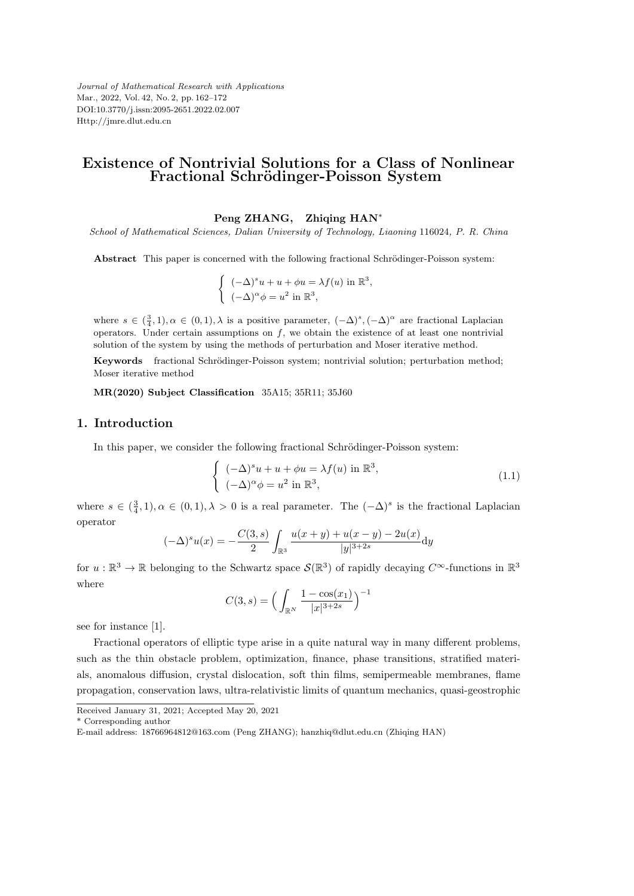# Existence of Nontrivial Solutions for a Class of Nonlinear Fractional Schrödinger-Poisson System

**Peng ZHANG, Zhiqing HAN***

*School of Mathematical Sciences, Dalian University of Technology, Liaoning* 116024*, P. R. China*

**Abstract** This paper is concerned with the following fractional Schrödinger-Poisson system:

$$
\begin{cases} (-\Delta)^s u + u + \phi u = \lambda f(u) \text{ in } \mathbb{R}^3, \\ (-\Delta)^\alpha \phi = u^2 \text{ in } \mathbb{R}^3, \end{cases}
$$

where $s \in (\frac{3}{4}, 1), \alpha \in (0,1), \lambda$ is a positive parameter, $(-\Delta)^s, (-\Delta)^\alpha$ are fractional Laplacian operators. Under certain assumptions on $f$, we obtain the existence of at least one nontrivial solution of the system by using the methods of perturbation and Moser iterative method.

**Keywords** fractional Schrödinger-Poisson system; nontrivial solution; perturbation method; Moser iterative method

**MR(2020) Subject Classification** 35A15; 35R11; 35J60

## 1. Introduction

In this paper, we consider the following fractional Schrödinger-Poisson system:

$$
\begin{cases} (-\Delta)^s u + u + \phi u = \lambda f(u) \text{ in } \mathbb{R}^3, \\ (-\Delta)^\alpha \phi = u^2 \text{ in } \mathbb{R}^3, \end{cases} \tag{1.1}
$$

where $s \in (\frac{3}{4}, 1), \alpha \in (0,1), \lambda > 0$ is a real parameter. The $(-\Delta)^s$ is the fractional Laplacian operator

$$
(-\Delta)^s u(x) = -\frac{C(3,s)}{2} \int_{\mathbb{R}^3} \frac{u(x+y) + u(x-y) - 2u(x)}{|y|^{3+2s}} \mathrm{d}y
$$

for $u : \mathbb{R}^3 \to \mathbb{R}$ belonging to the Schwartz space $\mathcal{S}(\mathbb{R}^3)$ of rapidly decaying $C^\infty$-functions in $\mathbb{R}^3$ where

$$
C(3,s) = \Big( \int_{\mathbb{R}^N} \frac{1 - \cos(x_1)}{|x|^{3+2s}} \Big)^{-1}
$$

see for instance [1].

Fractional operators of elliptic type arise in a quite natural way in many different problems, such as the thin obstacle problem, optimization, finance, phase transitions, stratified materials, anomalous diffusion, crystal dislocation, soft thin films, semipermeable membranes, flame propagation, conservation laws, ultra-relativistic limits of quantum mechanics, quasi-geostrophic

Received January 31, 2021; Accepted May 20, 2021

\* Corresponding author

E-mail address: 18766964812@163.com (Peng ZHANG); hanzhiq@dlut.edu.cn (Zhiqing HAN)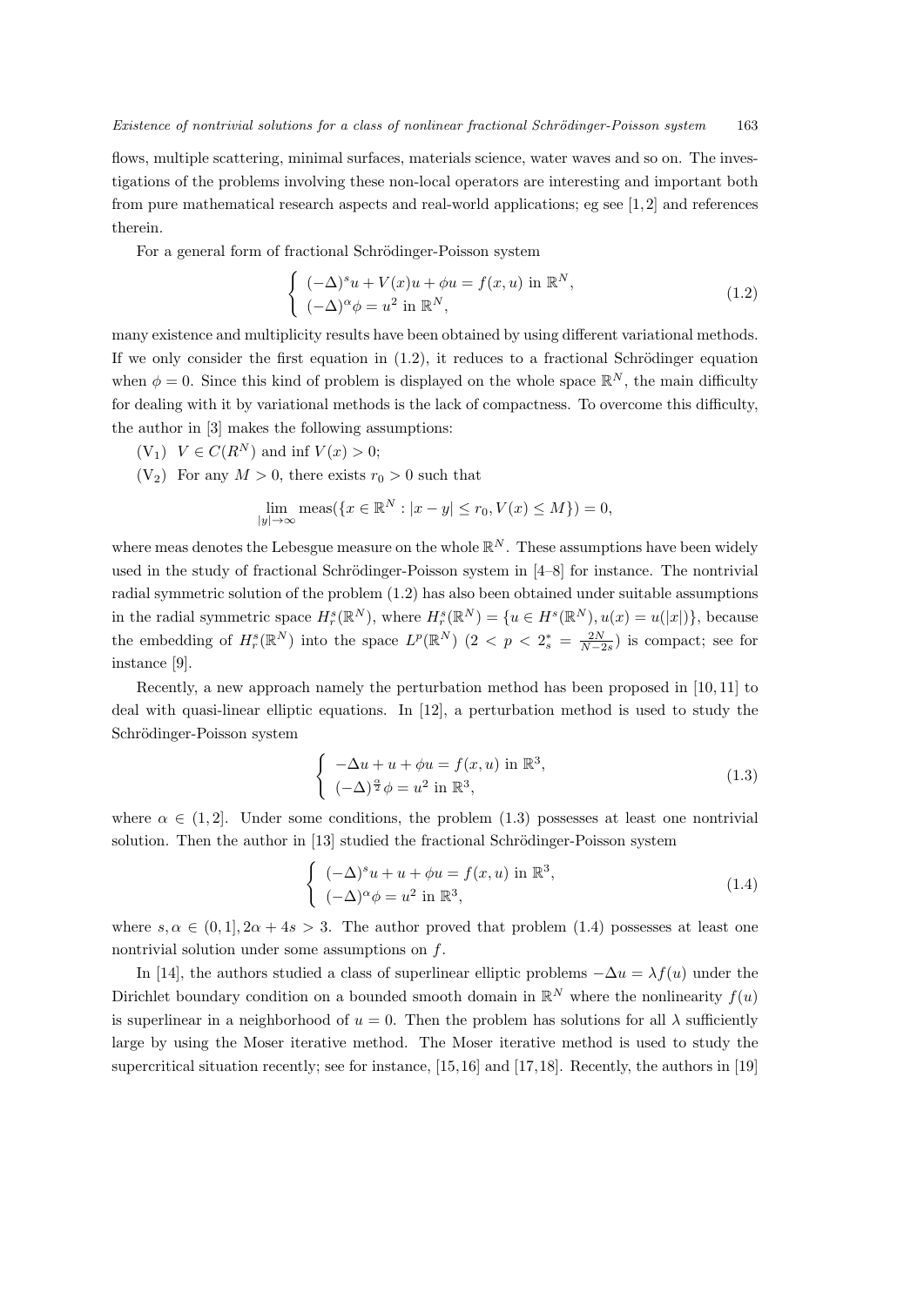flows, multiple scattering, minimal surfaces, materials science, water waves and so on. The investigations of the problems involving these non-local operators are interesting and important both from pure mathematical research aspects and real-world applications; eg see [1,2] and references therein.

For a general form of fractional Schrödinger-Poisson system

$$\begin{cases} (-\Delta)^s u + V(x)u + \phi u = f(x,u) \text{ in } \mathbb{R}^N, \\ (-\Delta)^\alpha \phi = u^2 \text{ in } \mathbb{R}^N, \end{cases} \tag{1.2}$$

many existence and multiplicity results have been obtained by using different variational methods. If we only consider the first equation in (1.2), it reduces to a fractional Schrödinger equation when $\phi = 0$. Since this kind of problem is displayed on the whole space $\mathbb{R}^N$, the main difficulty for dealing with it by variational methods is the lack of compactness. To overcome this difficulty, the author in [3] makes the following assumptions:

($V_1$) $V \in C(R^N)$ and $\inf V(x) > 0$;

($V_2$) For any $M > 0$, there exists $r_0 > 0$ such that

$$\lim_{|y|\to\infty} \text{meas}(\{x \in \mathbb{R}^N : |x - y| \le r_0, V(x) \le M\}) = 0,$$

where meas denotes the Lebesgue measure on the whole $\mathbb{R}^N$. These assumptions have been widely used in the study of fractional Schrödinger-Poisson system in [4–8] for instance. The nontrivial radial symmetric solution of the problem (1.2) has also been obtained under suitable assumptions in the radial symmetric space $H^s_r(\mathbb{R}^N)$, where $H^s_r(\mathbb{R}^N) = \{u \in H^s(\mathbb{R}^N), u(x) = u(|x|)\}$, because the embedding of $H^s_r(\mathbb{R}^N)$ into the space $L^p(\mathbb{R}^N)$ ($2 < p < 2^*_s = \frac{2N}{N-2s}$) is compact; see for instance [9].

Recently, a new approach namely the perturbation method has been proposed in [10,11] to deal with quasi-linear elliptic equations. In [12], a perturbation method is used to study the Schrödinger-Poisson system

$$\begin{cases} -\Delta u + u + \phi u = f(x,u) \text{ in } \mathbb{R}^3, \\ (-\Delta)^{\frac{\alpha}{2}} \phi = u^2 \text{ in } \mathbb{R}^3, \end{cases} \tag{1.3}$$

where $\alpha \in (1,2]$. Under some conditions, the problem (1.3) possesses at least one nontrivial solution. Then the author in [13] studied the fractional Schrödinger-Poisson system

$$\begin{cases} (-\Delta)^s u + u + \phi u = f(x,u) \text{ in } \mathbb{R}^3, \\ (-\Delta)^\alpha \phi = u^2 \text{ in } \mathbb{R}^3, \end{cases} \tag{1.4}$$

where $s, \alpha \in (0,1], 2\alpha + 4s > 3$. The author proved that problem (1.4) possesses at least one nontrivial solution under some assumptions on $f$.

In [14], the authors studied a class of superlinear elliptic problems $-\Delta u = \lambda f(u)$ under the Dirichlet boundary condition on a bounded smooth domain in $\mathbb{R}^N$ where the nonlinearity $f(u)$ is superlinear in a neighborhood of $u = 0$. Then the problem has solutions for all $\lambda$ sufficiently large by using the Moser iterative method. The Moser iterative method is used to study the supercritical situation recently; see for instance, [15,16] and [17,18]. Recently, the authors in [19]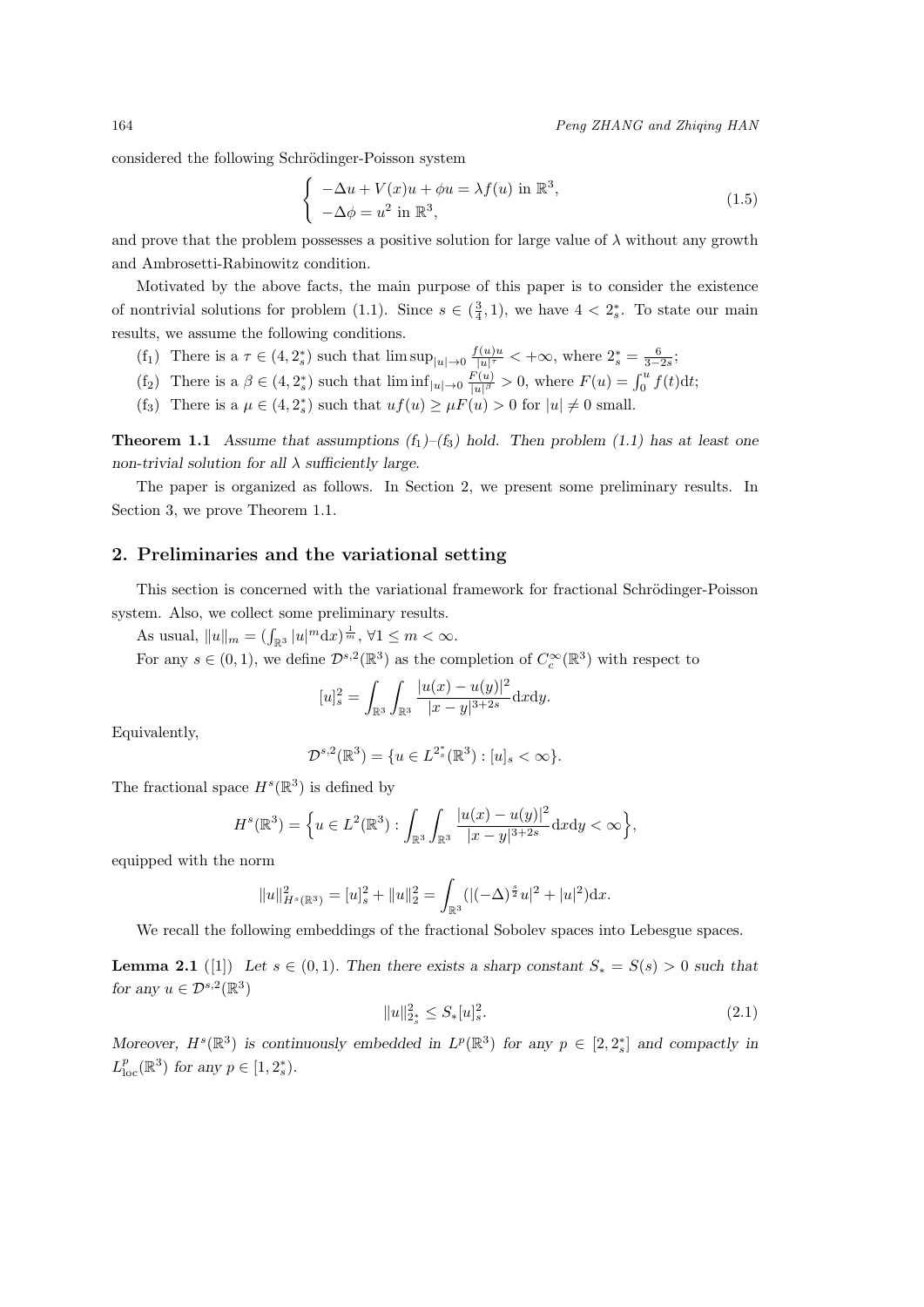considered the following Schrödinger-Poisson system

$$
\begin{cases} -\Delta u + V(x)u + \phi u = \lambda f(u) \text{ in } \mathbb{R}^3, \\ -\Delta \phi = u^2 \text{ in } \mathbb{R}^3, \end{cases} \tag{1.5}
$$

and prove that the problem possesses a positive solution for large value of $\lambda$ without any growth and Ambrosetti-Rabinowitz condition.

Motivated by the above facts, the main purpose of this paper is to consider the existence of nontrivial solutions for problem (1.1). Since $s \in (\frac{3}{4}, 1)$, we have $4 < 2_s^*$. To state our main results, we assume the following conditions.

(f$_1$) There is a $\tau \in (4, 2_s^*)$ such that $\limsup_{|u|\to 0} \frac{f(u)u}{|u|^\tau} < +\infty$, where $2_s^* = \frac{6}{3-2s}$;

(f$_2$) There is a $\beta \in (4, 2_s^*)$ such that $\liminf_{|u|\to 0} \frac{F(u)}{|u|^\beta} > 0$, where $F(u) = \int_0^u f(t)\mathrm{d}t$;

(f$_3$) There is a $\mu \in (4, 2_s^*)$ such that $uf(u) \geq \mu F(u) > 0$ for $|u| \neq 0$ small.

**Theorem 1.1** *Assume that assumptions (f$_1$)–(f$_3$) hold. Then problem (1.1) has at least one non-trivial solution for all $\lambda$ sufficiently large.*

The paper is organized as follows. In Section 2, we present some preliminary results. In Section 3, we prove Theorem 1.1.

## 2. Preliminaries and the variational setting

This section is concerned with the variational framework for fractional Schrödinger-Poisson system. Also, we collect some preliminary results.

As usual, $\|u\|_m = (\int_{\mathbb{R}^3} |u|^m \mathrm{d}x)^{\frac{1}{m}}$, $\forall 1 \leq m < \infty$.

For any $s \in (0,1)$, we define $\mathcal{D}^{s,2}(\mathbb{R}^3)$ as the completion of $C_c^\infty(\mathbb{R}^3)$ with respect to

$$
[u]_s^2 = \int_{\mathbb{R}^3}\int_{\mathbb{R}^3} \frac{|u(x)-u(y)|^2}{|x-y|^{3+2s}}\mathrm{d}x\mathrm{d}y.
$$

Equivalently,

$$
\mathcal{D}^{s,2}(\mathbb{R}^3) = \{u \in L^{2_s^*}(\mathbb{R}^3) : [u]_s < \infty\}.
$$

The fractional space $H^s(\mathbb{R}^3)$ is defined by

$$
H^s(\mathbb{R}^3) = \Big\{u \in L^2(\mathbb{R}^3) : \int_{\mathbb{R}^3}\int_{\mathbb{R}^3} \frac{|u(x)-u(y)|^2}{|x-y|^{3+2s}}\mathrm{d}x\mathrm{d}y < \infty\Big\},
$$

equipped with the norm

$$
\|u\|_{H^s(\mathbb{R}^3)}^2 = [u]_s^2 + \|u\|_2^2 = \int_{\mathbb{R}^3} (|(-\Delta)^{\frac{s}{2}} u|^2 + |u|^2)\mathrm{d}x.
$$

We recall the following embeddings of the fractional Sobolev spaces into Lebesgue spaces.

**Lemma 2.1** ([1]) *Let $s \in (0,1)$. Then there exists a sharp constant $S_* = S(s) > 0$ such that for any $u \in \mathcal{D}^{s,2}(\mathbb{R}^3)$*

$$
\|u\|_{2_s^*}^2 \leq S_*[u]_s^2. \tag{2.1}
$$

*Moreover, $H^s(\mathbb{R}^3)$ is continuously embedded in $L^p(\mathbb{R}^3)$ for any $p \in [2, 2_s^*]$ and compactly in $L_{\mathrm{loc}}^p(\mathbb{R}^3)$ for any $p \in [1, 2_s^*)$.*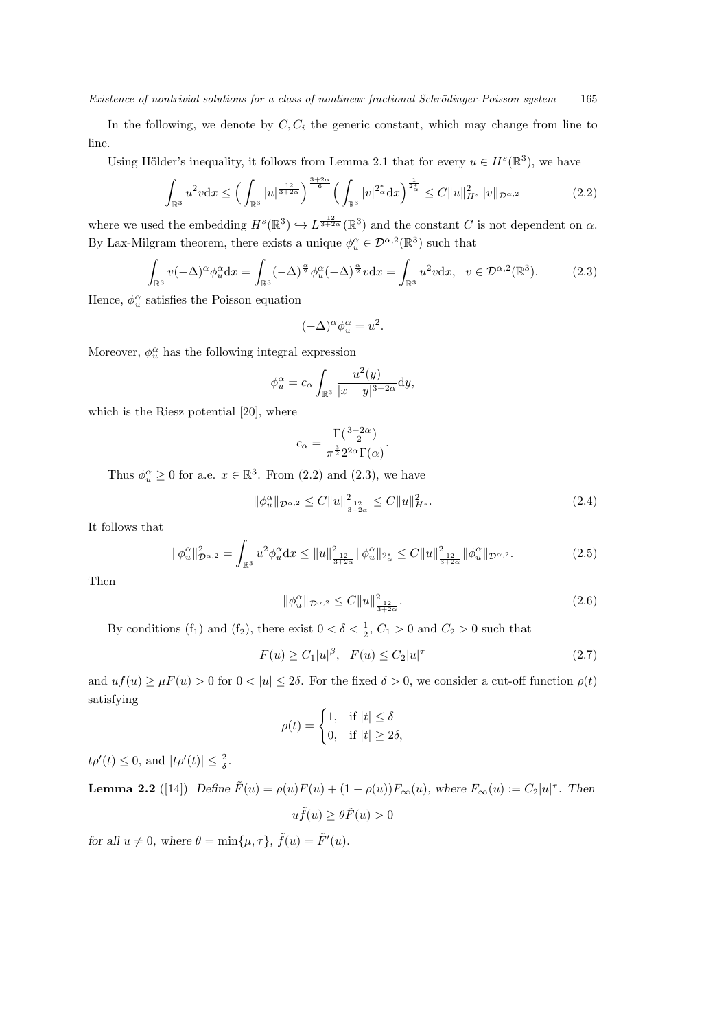In the following, we denote by $C, C_i$ the generic constant, which may change from line to line.

Using Hölder's inequality, it follows from Lemma 2.1 that for every $u \in H^s(\mathbb{R}^3)$, we have

$$\int_{\mathbb{R}^3} u^2 v \mathrm{d}x \leq \Big( \int_{\mathbb{R}^3} |u|^{\frac{12}{3+2\alpha}} \Big)^{\frac{3+2\alpha}{6}} \Big( \int_{\mathbb{R}^3} |v|^{2_\alpha^*} \mathrm{d}x \Big)^{\frac{1}{2_\alpha^*}} \leq C \|u\|_{H^s}^2 \|v\|_{\mathcal{D}^{\alpha,2}} \tag{2.2}$$

where we used the embedding $H^s(\mathbb{R}^3) \hookrightarrow L^{\frac{12}{3+2\alpha}}(\mathbb{R}^3)$ and the constant $C$ is not dependent on $\alpha$. By Lax-Milgram theorem, there exists a unique $\phi_u^\alpha \in \mathcal{D}^{\alpha,2}(\mathbb{R}^3)$ such that

$$\int_{\mathbb{R}^3} v(-\Delta)^\alpha \phi_u^\alpha \mathrm{d}x = \int_{\mathbb{R}^3} (-\Delta)^{\frac{\alpha}{2}} \phi_u^\alpha (-\Delta)^{\frac{\alpha}{2}} v \mathrm{d}x = \int_{\mathbb{R}^3} u^2 v \mathrm{d}x, \quad v \in \mathcal{D}^{\alpha,2}(\mathbb{R}^3). \tag{2.3}$$

Hence, $\phi_u^\alpha$ satisfies the Poisson equation

$$(-\Delta)^\alpha \phi_u^\alpha = u^2.$$

Moreover, $\phi_u^\alpha$ has the following integral expression

$$\phi_u^\alpha = c_\alpha \int_{\mathbb{R}^3} \frac{u^2(y)}{|x-y|^{3-2\alpha}} \mathrm{d}y,$$

which is the Riesz potential [20], where

$$c_\alpha = \frac{\Gamma(\frac{3-2\alpha}{2})}{\pi^{\frac{3}{2}} 2^{2\alpha} \Gamma(\alpha)}.$$

Thus $\phi_u^\alpha \geq 0$ for a.e. $x \in \mathbb{R}^3$. From (2.2) and (2.3), we have

$$\|\phi_u^\alpha\|_{\mathcal{D}^{\alpha,2}} \leq C \|u\|_{\frac{12}{3+2\alpha}}^2 \leq C \|u\|_{H^s}^2. \tag{2.4}$$

It follows that

$$\|\phi_u^\alpha\|_{\mathcal{D}^{\alpha,2}}^2 = \int_{\mathbb{R}^3} u^2 \phi_u^\alpha \mathrm{d}x \leq \|u\|_{\frac{12}{3+2\alpha}}^2 \|\phi_u^\alpha\|_{2_\alpha^*} \leq C \|u\|_{\frac{12}{3+2\alpha}}^2 \|\phi_u^\alpha\|_{\mathcal{D}^{\alpha,2}}. \tag{2.5}$$

Then

$$\|\phi_u^\alpha\|_{\mathcal{D}^{\alpha,2}} \leq C \|u\|_{\frac{12}{3+2\alpha}}^2. \tag{2.6}$$

By conditions ($\mathrm{f}_1$) and ($\mathrm{f}_2$), there exist $0 < \delta < \frac{1}{2}$, $C_1 > 0$ and $C_2 > 0$ such that

$$F(u) \geq C_1 |u|^\beta, \quad F(u) \leq C_2 |u|^\tau \tag{2.7}$$

and $uf(u) \geq \mu F(u) > 0$ for $0 < |u| \leq 2\delta$. For the fixed $\delta > 0$, we consider a cut-off function $\rho(t)$ satisfying

$$\rho(t) = \begin{cases} 1, & \text{if } |t| \leq \delta \\ 0, & \text{if } |t| \geq 2\delta, \end{cases}$$

$t\rho'(t) \leq 0$, and $|t\rho'(t)| \leq \frac{2}{\delta}$.

**Lemma 2.2** ([14]) *Define $\tilde{F}(u) = \rho(u)F(u) + (1-\rho(u))F_\infty(u)$, where $F_\infty(u) := C_2|u|^\tau$. Then*

$$u\tilde{f}(u) \geq \theta \tilde{F}(u) > 0$$

*for all $u \neq 0$, where $\theta = \min\{\mu, \tau\}$, $\tilde{f}(u) = \tilde{F}'(u)$.*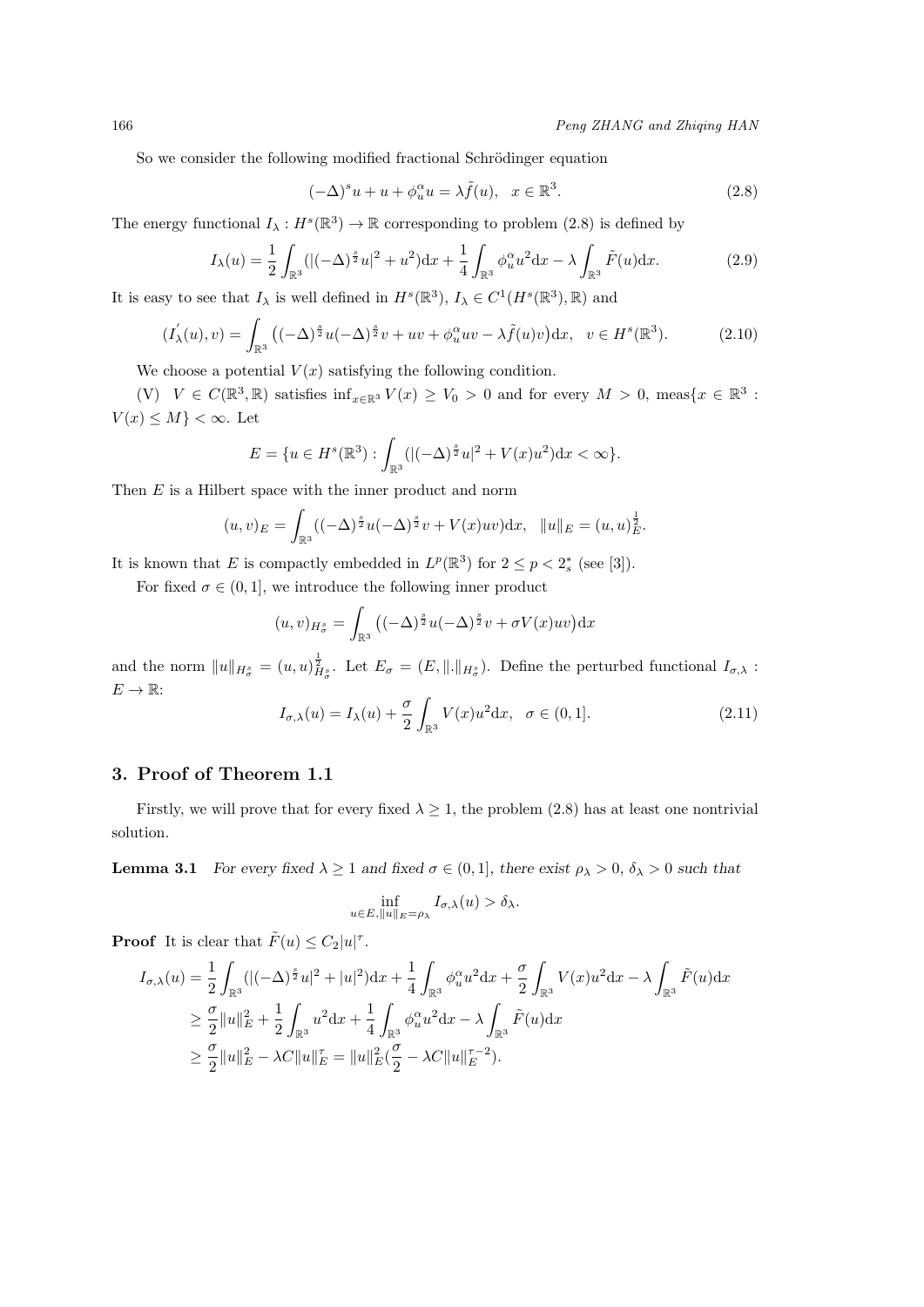So we consider the following modified fractional Schrödinger equation

$$(-\Delta)^s u + u + \phi_u^\alpha u = \lambda \tilde{f}(u), \quad x \in \mathbb{R}^3. \tag{2.8}$$

The energy functional $I_\lambda : H^s(\mathbb{R}^3) \to \mathbb{R}$ corresponding to problem (2.8) is defined by

$$I_\lambda(u) = \frac{1}{2}\int_{\mathbb{R}^3}(|(-\Delta)^{\frac{s}{2}}u|^2 + u^2)\mathrm{d}x + \frac{1}{4}\int_{\mathbb{R}^3}\phi_u^\alpha u^2 \mathrm{d}x - \lambda\int_{\mathbb{R}^3}\tilde{F}(u)\mathrm{d}x. \tag{2.9}$$

It is easy to see that $I_\lambda$ is well defined in $H^s(\mathbb{R}^3)$, $I_\lambda \in C^1(H^s(\mathbb{R}^3), \mathbb{R})$ and

$$(I_\lambda'(u), v) = \int_{\mathbb{R}^3}\big((-\Delta)^{\frac{s}{2}}u(-\Delta)^{\frac{s}{2}}v + uv + \phi_u^\alpha uv - \lambda \tilde{f}(u)v\big)\mathrm{d}x, \quad v \in H^s(\mathbb{R}^3). \tag{2.10}$$

We choose a potential $V(x)$ satisfying the following condition.

(V) $V \in C(\mathbb{R}^3, \mathbb{R})$ satisfies $\inf_{x\in\mathbb{R}^3} V(x) \geq V_0 > 0$ and for every $M > 0$, $\mathrm{meas}\{x \in \mathbb{R}^3 : V(x) \leq M\} < \infty$. Let

$$E = \{u \in H^s(\mathbb{R}^3) : \int_{\mathbb{R}^3}(|(-\Delta)^{\frac{s}{2}}u|^2 + V(x)u^2)\mathrm{d}x < \infty\}.$$

Then $E$ is a Hilbert space with the inner product and norm

$$(u, v)_E = \int_{\mathbb{R}^3}((-\Delta)^{\frac{s}{2}}u(-\Delta)^{\frac{s}{2}}v + V(x)uv)\mathrm{d}x, \quad \|u\|_E = (u, u)_E^{\frac{1}{2}}.$$

It is known that $E$ is compactly embedded in $L^p(\mathbb{R}^3)$ for $2 \leq p < 2_s^*$ (see [3]).

For fixed $\sigma \in (0, 1]$, we introduce the following inner product

$$(u, v)_{H_\sigma^s} = \int_{\mathbb{R}^3}\big((-\Delta)^{\frac{s}{2}}u(-\Delta)^{\frac{s}{2}}v + \sigma V(x)uv\big)\mathrm{d}x$$

and the norm $\|u\|_{H_\sigma^s} = (u, u)_{H_\sigma^s}^{\frac{1}{2}}$. Let $E_\sigma = (E, \|.\|_{H_\sigma^s})$. Define the perturbed functional $I_{\sigma,\lambda} : E \to \mathbb{R}$:

$$I_{\sigma,\lambda}(u) = I_\lambda(u) + \frac{\sigma}{2}\int_{\mathbb{R}^3} V(x)u^2 \mathrm{d}x, \quad \sigma \in (0, 1]. \tag{2.11}$$

## 3. Proof of Theorem 1.1

Firstly, we will prove that for every fixed $\lambda \geq 1$, the problem (2.8) has at least one nontrivial solution.

**Lemma 3.1** *For every fixed $\lambda \geq 1$ and fixed $\sigma \in (0, 1]$, there exist $\rho_\lambda > 0$, $\delta_\lambda > 0$ such that*

$$\inf_{u\in E, \|u\|_E = \rho_\lambda} I_{\sigma,\lambda}(u) > \delta_\lambda.$$

**Proof** It is clear that $\tilde{F}(u) \leq C_2|u|^\tau$.

$$\begin{aligned}
I_{\sigma,\lambda}(u) &= \frac{1}{2}\int_{\mathbb{R}^3}(|(-\Delta)^{\frac{s}{2}}u|^2 + |u|^2)\mathrm{d}x + \frac{1}{4}\int_{\mathbb{R}^3}\phi_u^\alpha u^2 \mathrm{d}x + \frac{\sigma}{2}\int_{\mathbb{R}^3} V(x)u^2 \mathrm{d}x - \lambda\int_{\mathbb{R}^3}\tilde{F}(u)\mathrm{d}x \\
&\geq \frac{\sigma}{2}\|u\|_E^2 + \frac{1}{2}\int_{\mathbb{R}^3} u^2 \mathrm{d}x + \frac{1}{4}\int_{\mathbb{R}^3}\phi_u^\alpha u^2 \mathrm{d}x - \lambda\int_{\mathbb{R}^3}\tilde{F}(u)\mathrm{d}x \\
&\geq \frac{\sigma}{2}\|u\|_E^2 - \lambda C\|u\|_E^\tau = \|u\|_E^2\Big(\frac{\sigma}{2} - \lambda C\|u\|_E^{\tau-2}\Big).
\end{aligned}$$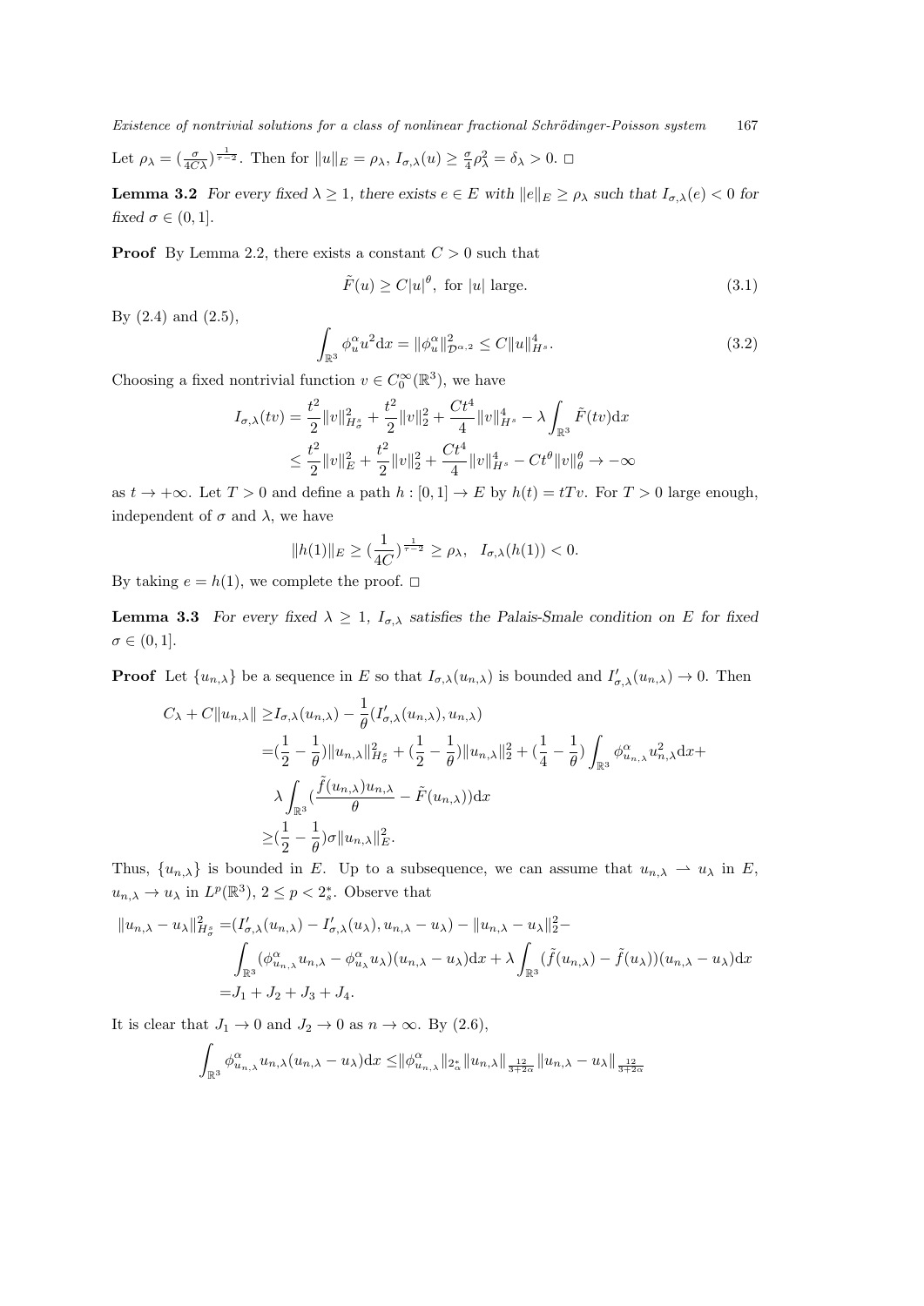Let $\rho_\lambda = (\frac{\sigma}{4C\lambda})^{\frac{1}{r-2}}$. Then for $\|u\|_E = \rho_\lambda$, $I_{\sigma,\lambda}(u) \geq \frac{\sigma}{4}\rho_\lambda^2 = \delta_\lambda > 0$. □

**Lemma 3.2** *For every fixed $\lambda \geq 1$, there exists $e \in E$ with $\|e\|_E \geq \rho_\lambda$ such that $I_{\sigma,\lambda}(e) < 0$ for fixed $\sigma \in (0, 1]$.*

**Proof** By Lemma 2.2, there exists a constant $C > 0$ such that

$$\tilde{F}(u) \geq C|u|^\theta, \text{ for } |u| \text{ large.} \tag{3.1}$$

By (2.4) and (2.5),

$$\int_{\mathbb{R}^3} \phi_u^\alpha u^2 \mathrm{d}x = \|\phi_u^\alpha\|_{\mathcal{D}^{\alpha,2}}^2 \leq C\|u\|_{H^s}^4. \tag{3.2}$$

Choosing a fixed nontrivial function $v \in C_0^\infty(\mathbb{R}^3)$, we have

$$\begin{aligned}
I_{\sigma,\lambda}(tv) &= \frac{t^2}{2}\|v\|_{H_\sigma^s}^2 + \frac{t^2}{2}\|v\|_2^2 + \frac{Ct^4}{4}\|v\|_{H^s}^4 - \lambda\int_{\mathbb{R}^3} \tilde{F}(tv)\mathrm{d}x \\
&\leq \frac{t^2}{2}\|v\|_E^2 + \frac{t^2}{2}\|v\|_2^2 + \frac{Ct^4}{4}\|v\|_{H^s}^4 - Ct^\theta\|v\|_\theta^\theta \to -\infty
\end{aligned}$$

as $t \to +\infty$. Let $T > 0$ and define a path $h : [0, 1] \to E$ by $h(t) = tTv$. For $T > 0$ large enough, independent of $\sigma$ and $\lambda$, we have

$$\|h(1)\|_E \geq (\frac{1}{4C})^{\frac{1}{r-2}} \geq \rho_\lambda, \quad I_{\sigma,\lambda}(h(1)) < 0.$$

By taking $e = h(1)$, we complete the proof. □

**Lemma 3.3** *For every fixed $\lambda \geq 1$, $I_{\sigma,\lambda}$ satisfies the Palais-Smale condition on $E$ for fixed $\sigma \in (0, 1]$.*

**Proof** Let $\{u_{n,\lambda}\}$ be a sequence in $E$ so that $I_{\sigma,\lambda}(u_{n,\lambda})$ is bounded and $I'_{\sigma,\lambda}(u_{n,\lambda}) \to 0$. Then

$$\begin{aligned}
C_\lambda + C\|u_{n,\lambda}\| \geq& I_{\sigma,\lambda}(u_{n,\lambda}) - \frac{1}{\theta}(I'_{\sigma,\lambda}(u_{n,\lambda}), u_{n,\lambda}) \\
=& (\frac{1}{2} - \frac{1}{\theta})\|u_{n,\lambda}\|_{H_\sigma^s}^2 + (\frac{1}{2} - \frac{1}{\theta})\|u_{n,\lambda}\|_2^2 + (\frac{1}{4} - \frac{1}{\theta})\int_{\mathbb{R}^3} \phi_{u_{n,\lambda}}^\alpha u_{n,\lambda}^2 \mathrm{d}x + \\
& \lambda\int_{\mathbb{R}^3} (\frac{\tilde{f}(u_{n,\lambda})u_{n,\lambda}}{\theta} - \tilde{F}(u_{n,\lambda}))\mathrm{d}x \\
\geq& (\frac{1}{2} - \frac{1}{\theta})\sigma\|u_{n,\lambda}\|_E^2.
\end{aligned}$$

Thus, $\{u_{n,\lambda}\}$ is bounded in $E$. Up to a subsequence, we can assume that $u_{n,\lambda} \rightharpoonup u_\lambda$ in $E$, $u_{n,\lambda} \to u_\lambda$ in $L^p(\mathbb{R}^3)$, $2 \leq p < 2_s^*$. Observe that

$$\begin{aligned}
\|u_{n,\lambda} - u_\lambda\|_{H_\sigma^s}^2 =& (I'_{\sigma,\lambda}(u_{n,\lambda}) - I'_{\sigma,\lambda}(u_\lambda), u_{n,\lambda} - u_\lambda) - \|u_{n,\lambda} - u_\lambda\|_2^2 - \\
& \int_{\mathbb{R}^3} (\phi_{u_{n,\lambda}}^\alpha u_{n,\lambda} - \phi_{u_\lambda}^\alpha u_\lambda)(u_{n,\lambda} - u_\lambda)\mathrm{d}x + \lambda\int_{\mathbb{R}^3} (\tilde{f}(u_{n,\lambda}) - \tilde{f}(u_\lambda))(u_{n,\lambda} - u_\lambda)\mathrm{d}x \\
=& J_1 + J_2 + J_3 + J_4.
\end{aligned}$$

It is clear that $J_1 \to 0$ and $J_2 \to 0$ as $n \to \infty$. By (2.6),

$$\int_{\mathbb{R}^3} \phi_{u_{n,\lambda}}^\alpha u_{n,\lambda}(u_{n,\lambda} - u_\lambda)\mathrm{d}x \leq \|\phi_{u_{n,\lambda}}^\alpha\|_{2_\alpha^*}\|u_{n,\lambda}\|_{\frac{12}{3+2\alpha}}\|u_{n,\lambda} - u_\lambda\|_{\frac{12}{3+2\alpha}}$$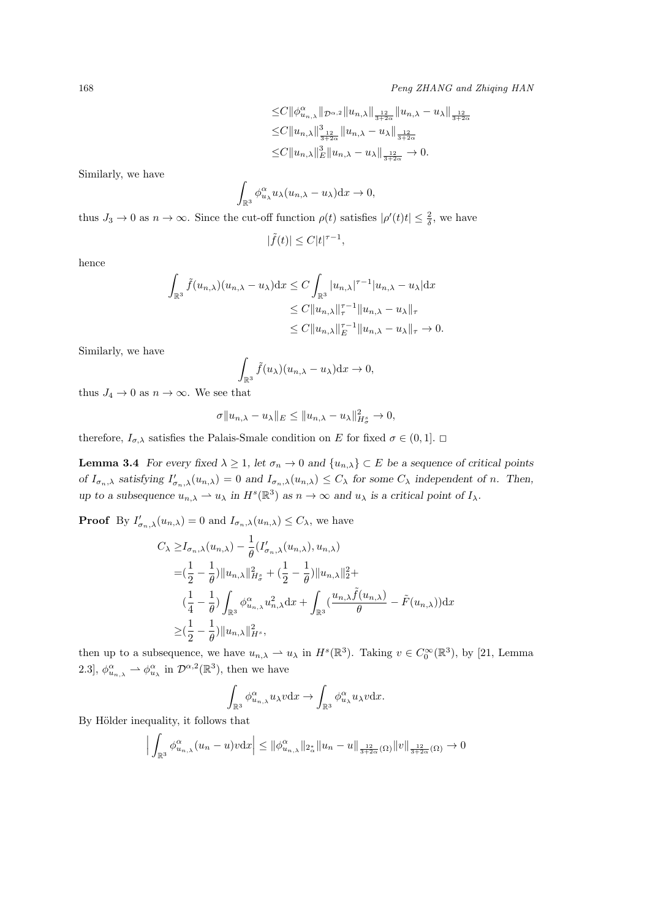$$
\begin{aligned}
&\leq C\|\phi^{\alpha}_{u_{n,\lambda}}\|_{\mathcal{D}^{\alpha,2}}\|u_{n,\lambda}\|_{\frac{12}{3+2\alpha}}\|u_{n,\lambda}-u_{\lambda}\|_{\frac{12}{3+2\alpha}}\\
&\leq C\|u_{n,\lambda}\|^3_{\frac{12}{3+2\alpha}}\|u_{n,\lambda}-u_{\lambda}\|_{\frac{12}{3+2\alpha}}\\
&\leq C\|u_{n,\lambda}\|^3_{E}\|u_{n,\lambda}-u_{\lambda}\|_{\frac{12}{3+2\alpha}}\to 0.
\end{aligned}
$$

Similarly, we have

$$
\int_{\mathbb{R}^3}\phi^{\alpha}_{u_{\lambda}}u_{\lambda}(u_{n,\lambda}-u_{\lambda})\mathrm{d}x\to 0,
$$

thus $J_3\to 0$ as $n\to\infty$. Since the cut-off function $\rho(t)$ satisfies $|\rho'(t)t|\leq\frac{2}{\delta}$, we have

$$
|\tilde{f}(t)|\leq C|t|^{\tau-1},
$$

hence

$$
\begin{aligned}
\int_{\mathbb{R}^3}\tilde{f}(u_{n,\lambda})(u_{n,\lambda}-u_{\lambda})\mathrm{d}x &\leq C\int_{\mathbb{R}^3}|u_{n,\lambda}|^{\tau-1}|u_{n,\lambda}-u_{\lambda}|\mathrm{d}x\\
&\leq C\|u_{n,\lambda}\|^{\tau-1}_{\tau}\|u_{n,\lambda}-u_{\lambda}\|_{\tau}\\
&\leq C\|u_{n,\lambda}\|^{\tau-1}_{E}\|u_{n,\lambda}-u_{\lambda}\|_{\tau}\to 0.
\end{aligned}
$$

Similarly, we have

$$
\int_{\mathbb{R}^3}\tilde{f}(u_{\lambda})(u_{n,\lambda}-u_{\lambda})\mathrm{d}x\to 0,
$$

thus $J_4\to 0$ as $n\to\infty$. We see that

$$
\sigma\|u_{n,\lambda}-u_{\lambda}\|_{E}\leq\|u_{n,\lambda}-u_{\lambda}\|^2_{H^s_{\sigma}}\to 0,
$$

therefore, $I_{\sigma,\lambda}$ satisfies the Palais-Smale condition on $E$ for fixed $\sigma\in(0,1]$. □

**Lemma 3.4** *For every fixed $\lambda\geq 1$, let $\sigma_n\to 0$ and $\{u_{n,\lambda}\}\subset E$ be a sequence of critical points of $I_{\sigma_n,\lambda}$ satisfying $I'_{\sigma_n,\lambda}(u_{n,\lambda})=0$ and $I_{\sigma_n,\lambda}(u_{n,\lambda})\leq C_{\lambda}$ for some $C_{\lambda}$ independent of $n$. Then, up to a subsequence $u_{n,\lambda}\rightharpoonup u_{\lambda}$ in $H^s(\mathbb{R}^3)$ as $n\to\infty$ and $u_{\lambda}$ is a critical point of $I_{\lambda}$.*

**Proof** By $I'_{\sigma_n,\lambda}(u_{n,\lambda})=0$ and $I_{\sigma_n,\lambda}(u_{n,\lambda})\leq C_{\lambda}$, we have

$$
\begin{aligned}
C_{\lambda}\geq& I_{\sigma_n,\lambda}(u_{n,\lambda})-\frac{1}{\theta}(I'_{\sigma_n,\lambda}(u_{n,\lambda}),u_{n,\lambda})\\
=&(\frac{1}{2}-\frac{1}{\theta})\|u_{n,\lambda}\|^2_{H^s_{\sigma}}+(\frac{1}{2}-\frac{1}{\theta})\|u_{n,\lambda}\|^2_{2}+\\
&(\frac{1}{4}-\frac{1}{\theta})\int_{\mathbb{R}^3}\phi^{\alpha}_{u_{n,\lambda}}u^2_{n,\lambda}\mathrm{d}x+\int_{\mathbb{R}^3}(\frac{u_{n,\lambda}\tilde{f}(u_{n,\lambda})}{\theta}-\tilde{F}(u_{n,\lambda}))\mathrm{d}x\\
\geq&(\frac{1}{2}-\frac{1}{\theta})\|u_{n,\lambda}\|^2_{H^s},
\end{aligned}
$$

then up to a subsequence, we have $u_{n,\lambda}\rightharpoonup u_{\lambda}$ in $H^s(\mathbb{R}^3)$. Taking $v\in C_0^{\infty}(\mathbb{R}^3)$, by [21, Lemma 2.3], $\phi^{\alpha}_{u_{n,\lambda}}\rightharpoonup\phi^{\alpha}_{u_{\lambda}}$ in $\mathcal{D}^{\alpha,2}(\mathbb{R}^3)$, then we have

$$
\int_{\mathbb{R}^3}\phi^{\alpha}_{u_{n,\lambda}}u_{\lambda}v\mathrm{d}x\to\int_{\mathbb{R}^3}\phi^{\alpha}_{u_{\lambda}}u_{\lambda}v\mathrm{d}x.
$$

By Hölder inequality, it follows that

$$
\Big|\int_{\mathbb{R}^3}\phi^{\alpha}_{u_{n,\lambda}}(u_n-u)v\mathrm{d}x\Big|\leq\|\phi^{\alpha}_{u_{n,\lambda}}\|_{2^*_{\alpha}}\|u_n-u\|_{\frac{12}{3+2\alpha}(\Omega)}\|v\|_{\frac{12}{3+2\alpha}(\Omega)}\to 0
$$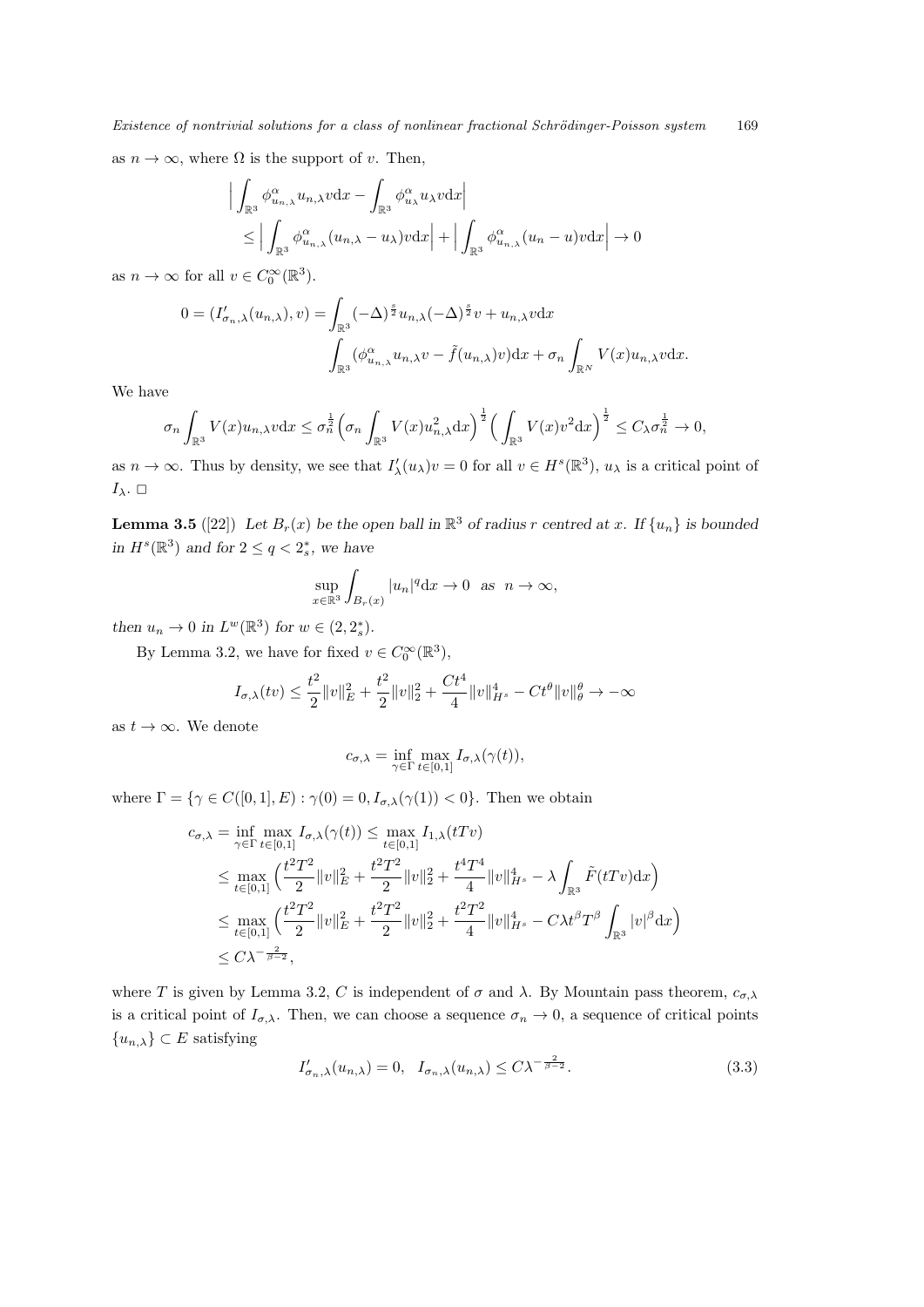as $n \to \infty$, where $\Omega$ is the support of $v$. Then,

$$
\begin{aligned}
&\Big| \int_{\mathbb{R}^3} \phi^{\alpha}_{u_{n,\lambda}} u_{n,\lambda} v \mathrm{d}x - \int_{\mathbb{R}^3} \phi^{\alpha}_{u_\lambda} u_\lambda v \mathrm{d}x \Big| \\
&\quad \leq \Big| \int_{\mathbb{R}^3} \phi^{\alpha}_{u_{n,\lambda}} (u_{n,\lambda} - u_\lambda) v \mathrm{d}x \Big| + \Big| \int_{\mathbb{R}^3} \phi^{\alpha}_{u_{n,\lambda}} (u_n - u) v \mathrm{d}x \Big| \to 0
\end{aligned}
$$

as $n \to \infty$ for all $v \in C_0^\infty(\mathbb{R}^3)$.

$$
\begin{aligned}
0 = (I'_{\sigma_n,\lambda}(u_{n,\lambda}), v) = &\int_{\mathbb{R}^3} (-\Delta)^{\frac{s}{2}} u_{n,\lambda} (-\Delta)^{\frac{s}{2}} v + u_{n,\lambda} v \mathrm{d}x \\
&\int_{\mathbb{R}^3} (\phi^{\alpha}_{u_{n,\lambda}} u_{n,\lambda} v - \tilde{f}(u_{n,\lambda}) v) \mathrm{d}x + \sigma_n \int_{\mathbb{R}^N} V(x) u_{n,\lambda} v \mathrm{d}x.
\end{aligned}
$$

We have

$$
\sigma_n \int_{\mathbb{R}^3} V(x) u_{n,\lambda} v \mathrm{d}x \leq \sigma_n^{\frac{1}{2}} \Big( \sigma_n \int_{\mathbb{R}^3} V(x) u_{n,\lambda}^2 \mathrm{d}x \Big)^{\frac{1}{2}} \Big( \int_{\mathbb{R}^3} V(x) v^2 \mathrm{d}x \Big)^{\frac{1}{2}} \leq C_\lambda \sigma_n^{\frac{1}{2}} \to 0,
$$

as $n \to \infty$. Thus by density, we see that $I'_\lambda(u_\lambda) v = 0$ for all $v \in H^s(\mathbb{R}^3)$, $u_\lambda$ is a critical point of $I_\lambda$. □

**Lemma 3.5** ([22]) *Let $B_r(x)$ be the open ball in $\mathbb{R}^3$ of radius $r$ centred at $x$. If $\{u_n\}$ is bounded in $H^s(\mathbb{R}^3)$ and for $2 \leq q < 2_s^*$, we have*

$$
\sup_{x \in \mathbb{R}^3} \int_{B_r(x)} |u_n|^q \mathrm{d}x \to 0 \quad as \quad n \to \infty,
$$

*then $u_n \to 0$ in $L^w(\mathbb{R}^3)$ for $w \in (2, 2_s^*)$.*

By Lemma 3.2, we have for fixed $v \in C_0^\infty(\mathbb{R}^3)$,

$$
I_{\sigma,\lambda}(tv) \leq \frac{t^2}{2} \|v\|_E^2 + \frac{t^2}{2} \|v\|_2^2 + \frac{Ct^4}{4} \|v\|_{H^s}^4 - Ct^\theta \|v\|_\theta^\theta \to -\infty
$$

as $t \to \infty$. We denote

$$
c_{\sigma,\lambda} = \inf_{\gamma \in \Gamma} \max_{t \in [0,1]} I_{\sigma,\lambda}(\gamma(t)),
$$

where $\Gamma = \{\gamma \in C([0,1], E) : \gamma(0) = 0, I_{\sigma,\lambda}(\gamma(1)) < 0\}$. Then we obtain

$$
\begin{aligned}
c_{\sigma,\lambda} &= \inf_{\gamma \in \Gamma} \max_{t \in [0,1]} I_{\sigma,\lambda}(\gamma(t)) \leq \max_{t \in [0,1]} I_{1,\lambda}(tTv) \\
&\leq \max_{t \in [0,1]} \Big( \frac{t^2T^2}{2} \|v\|_E^2 + \frac{t^2T^2}{2} \|v\|_2^2 + \frac{t^4T^4}{4} \|v\|_{H^s}^4 - \lambda \int_{\mathbb{R}^3} \tilde{F}(tTv) \mathrm{d}x \Big) \\
&\leq \max_{t \in [0,1]} \Big( \frac{t^2T^2}{2} \|v\|_E^2 + \frac{t^2T^2}{2} \|v\|_2^2 + \frac{t^2T^2}{4} \|v\|_{H^s}^4 - C\lambda t^\beta T^\beta \int_{\mathbb{R}^3} |v|^\beta \mathrm{d}x \Big) \\
&\leq C\lambda^{-\frac{2}{\beta - 2}},
\end{aligned}
$$

where $T$ is given by Lemma 3.2, $C$ is independent of $\sigma$ and $\lambda$. By Mountain pass theorem, $c_{\sigma,\lambda}$ is a critical point of $I_{\sigma,\lambda}$. Then, we can choose a sequence $\sigma_n \to 0$, a sequence of critical points $\{u_{n,\lambda}\} \subset E$ satisfying

$$
I'_{\sigma_n,\lambda}(u_{n,\lambda}) = 0, \quad I_{\sigma_n,\lambda}(u_{n,\lambda}) \leq C\lambda^{-\frac{2}{\beta - 2}}. \tag{3.3}
$$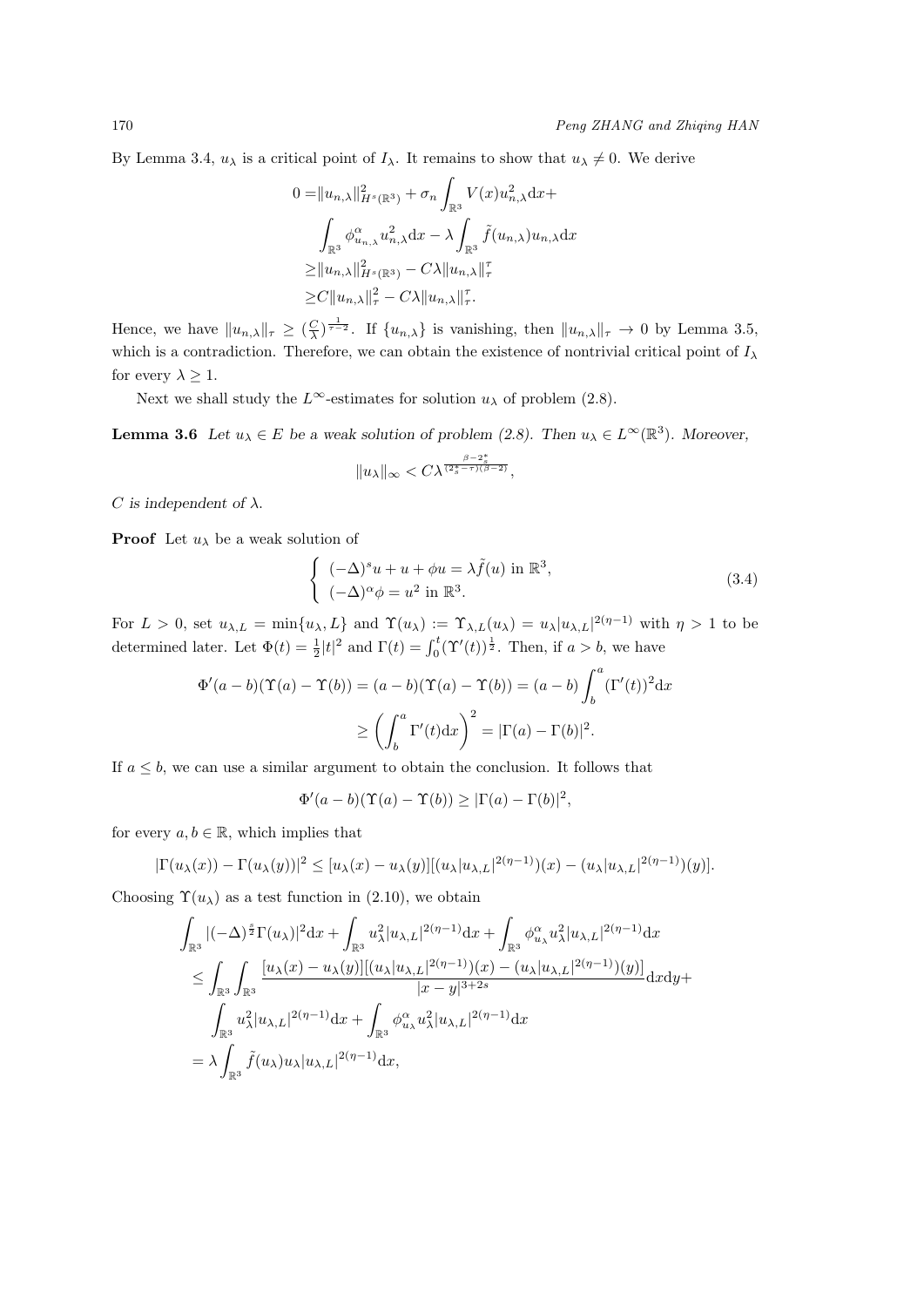By Lemma 3.4, $u_\lambda$ is a critical point of $I_\lambda$. It remains to show that $u_\lambda \neq 0$. We derive

$$
\begin{aligned}
0 =&\|u_{n,\lambda}\|^2_{H^s(\mathbb{R}^3)} + \sigma_n \int_{\mathbb{R}^3} V(x) u^2_{n,\lambda} \mathrm{d}x + \\
&\int_{\mathbb{R}^3} \phi^\alpha_{u_{n,\lambda}} u^2_{n,\lambda} \mathrm{d}x - \lambda \int_{\mathbb{R}^3} \tilde{f}(u_{n,\lambda}) u_{n,\lambda} \mathrm{d}x \\
\geq & \|u_{n,\lambda}\|^2_{H^s(\mathbb{R}^3)} - C\lambda \|u_{n,\lambda}\|^\tau_\tau \\
\geq & C\|u_{n,\lambda}\|^2_\tau - C\lambda \|u_{n,\lambda}\|^\tau_\tau.
\end{aligned}
$$

Hence, we have $\|u_{n,\lambda}\|_\tau \geq (\frac{C}{\lambda})^{\frac{1}{\tau-2}}$. If $\{u_{n,\lambda}\}$ is vanishing, then $\|u_{n,\lambda}\|_\tau \to 0$ by Lemma 3.5, which is a contradiction. Therefore, we can obtain the existence of nontrivial critical point of $I_\lambda$ for every $\lambda \geq 1$.

Next we shall study the $L^\infty$-estimates for solution $u_\lambda$ of problem (2.8).

**Lemma 3.6** *Let $u_\lambda \in E$ be a weak solution of problem (2.8). Then $u_\lambda \in L^\infty(\mathbb{R}^3)$. Moreover,*

$$
\|u_\lambda\|_\infty < C\lambda^{\frac{\beta - 2^*_s}{(2^*_s - \tau)(\beta - 2)}},
$$

*$C$ is independent of $\lambda$.*

**Proof** Let $u_\lambda$ be a weak solution of

$$
\begin{cases}
(-\Delta)^s u + u + \phi u = \lambda \tilde{f}(u) \text{ in } \mathbb{R}^3, \\
(-\Delta)^\alpha \phi = u^2 \text{ in } \mathbb{R}^3.
\end{cases}
\tag{3.4}
$$

For $L > 0$, set $u_{\lambda,L} = \min\{u_\lambda, L\}$ and $\Upsilon(u_\lambda) := \Upsilon_{\lambda,L}(u_\lambda) = u_\lambda |u_{\lambda,L}|^{2(\eta-1)}$ with $\eta > 1$ to be determined later. Let $\Phi(t) = \frac{1}{2}|t|^2$ and $\Gamma(t) = \int_0^t (\Upsilon'(t))^{\frac{1}{2}}$. Then, if $a > b$, we have

$$
\begin{aligned}
\Phi'(a-b)(\Upsilon(a) - \Upsilon(b)) = (a-b)(\Upsilon(a) - \Upsilon(b)) &= (a-b)\int_b^a (\Gamma'(t))^2 \mathrm{d}x \\
&\geq \left(\int_b^a \Gamma'(t) \mathrm{d}x\right)^2 = |\Gamma(a) - \Gamma(b)|^2.
\end{aligned}
$$

If $a \leq b$, we can use a similar argument to obtain the conclusion. It follows that

$$
\Phi'(a-b)(\Upsilon(a) - \Upsilon(b)) \geq |\Gamma(a) - \Gamma(b)|^2,
$$

for every $a, b \in \mathbb{R}$, which implies that

$$
|\Gamma(u_\lambda(x)) - \Gamma(u_\lambda(y))|^2 \leq [u_\lambda(x) - u_\lambda(y)][(u_\lambda |u_{\lambda,L}|^{2(\eta-1)})(x) - (u_\lambda |u_{\lambda,L}|^{2(\eta-1)})(y)].
$$

Choosing $\Upsilon(u_\lambda)$ as a test function in (2.10), we obtain

$$
\begin{aligned}
&\int_{\mathbb{R}^3} |(-\Delta)^{\frac{s}{2}} \Gamma(u_\lambda)|^2 \mathrm{d}x + \int_{\mathbb{R}^3} u^2_\lambda |u_{\lambda,L}|^{2(\eta-1)} \mathrm{d}x + \int_{\mathbb{R}^3} \phi^\alpha_{u_\lambda} u^2_\lambda |u_{\lambda,L}|^{2(\eta-1)} \mathrm{d}x \\
\leq & \int_{\mathbb{R}^3}\int_{\mathbb{R}^3} \frac{[u_\lambda(x) - u_\lambda(y)][(u_\lambda |u_{\lambda,L}|^{2(\eta-1)})(x) - (u_\lambda |u_{\lambda,L}|^{2(\eta-1)})(y)]}{|x-y|^{3+2s}} \mathrm{d}x\mathrm{d}y + \\
&\int_{\mathbb{R}^3} u^2_\lambda |u_{\lambda,L}|^{2(\eta-1)} \mathrm{d}x + \int_{\mathbb{R}^3} \phi^\alpha_{u_\lambda} u^2_\lambda |u_{\lambda,L}|^{2(\eta-1)} \mathrm{d}x \\
= & \lambda \int_{\mathbb{R}^3} \tilde{f}(u_\lambda) u_\lambda |u_{\lambda,L}|^{2(\eta-1)} \mathrm{d}x,
\end{aligned}
$$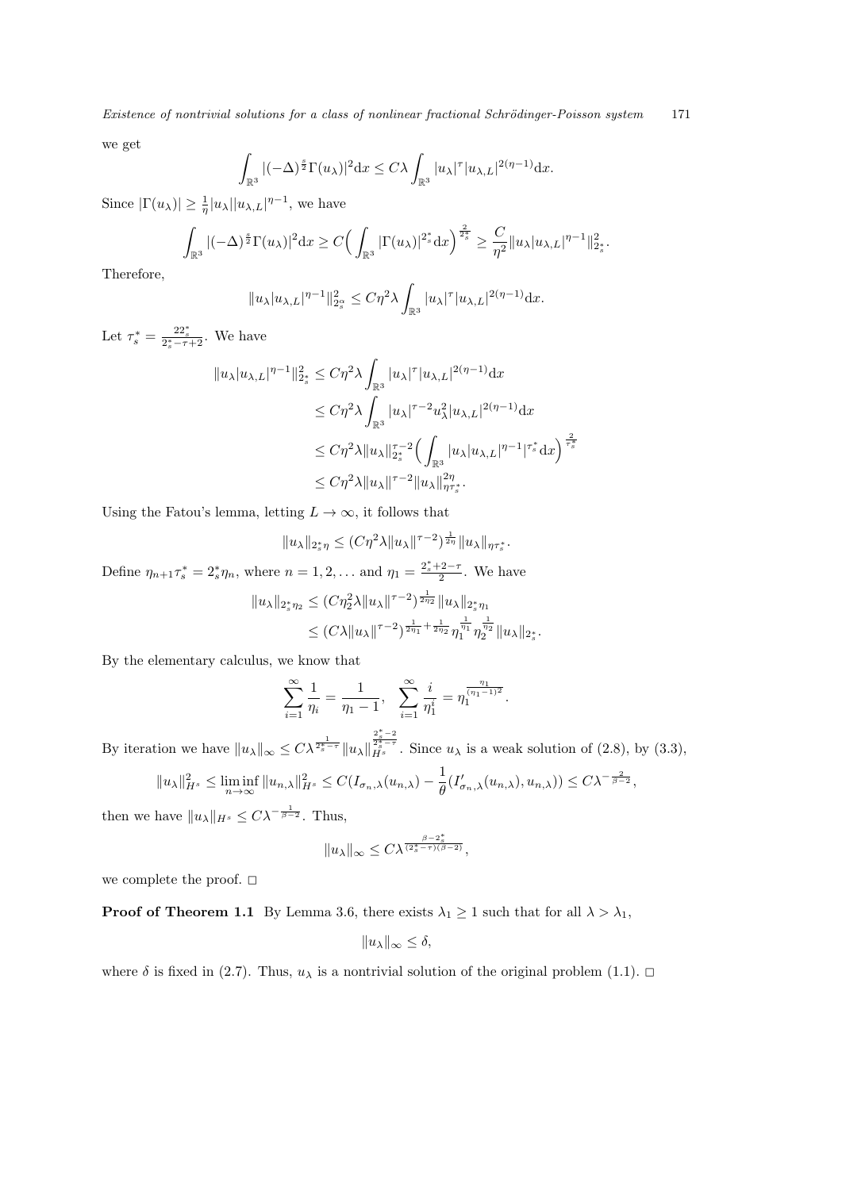we get

$$\int_{\mathbb{R}^3} |(-\Delta)^{\frac{s}{2}}\Gamma(u_\lambda)|^2 \mathrm{d}x \le C\lambda \int_{\mathbb{R}^3} |u_\lambda|^\tau |u_{\lambda,L}|^{2(\eta-1)}\mathrm{d}x.$$

Since $|\Gamma(u_\lambda)| \ge \frac{1}{\eta}|u_\lambda||u_{\lambda,L}|^{\eta-1}$, we have

$$\int_{\mathbb{R}^3} |(-\Delta)^{\frac{s}{2}}\Gamma(u_\lambda)|^2 \mathrm{d}x \ge C\Big(\int_{\mathbb{R}^3} |\Gamma(u_\lambda)|^{2_s^*}\mathrm{d}x\Big)^{\frac{2}{2_s^*}} \ge \frac{C}{\eta^2}\|u_\lambda|u_{\lambda,L}|^{\eta-1}\|_{2_s^*}^2.$$

Therefore,

$$\|u_\lambda|u_{\lambda,L}|^{\eta-1}\|_{2_s^\alpha}^2 \le C\eta^2\lambda \int_{\mathbb{R}^3} |u_\lambda|^\tau |u_{\lambda,L}|^{2(\eta-1)}\mathrm{d}x.$$

Let $\tau_s^* = \frac{22_s^*}{2_s^*-\tau+2}$. We have

$$\begin{aligned}
\|u_\lambda|u_{\lambda,L}|^{\eta-1}\|_{2_s^*}^2 &\le C\eta^2\lambda \int_{\mathbb{R}^3} |u_\lambda|^\tau |u_{\lambda,L}|^{2(\eta-1)}\mathrm{d}x \\
&\le C\eta^2\lambda \int_{\mathbb{R}^3} |u_\lambda|^{\tau-2} u_\lambda^2 |u_{\lambda,L}|^{2(\eta-1)}\mathrm{d}x \\
&\le C\eta^2\lambda \|u_\lambda\|_{2_s^*}^{\tau-2}\Big(\int_{\mathbb{R}^3} |u_\lambda|u_{\lambda,L}|^{\eta-1}|^{\tau_s^*}\mathrm{d}x\Big)^{\frac{2}{\tau_s^*}} \\
&\le C\eta^2\lambda \|u_\lambda\|^{\tau-2}\|u_\lambda\|_{\eta\tau_s^*}^{2\eta}.
\end{aligned}$$

Using the Fatou's lemma, letting $L \to \infty$, it follows that

$$\|u_\lambda\|_{2_s^*\eta} \le (C\eta^2\lambda\|u_\lambda\|^{\tau-2})^{\frac{1}{2\eta}}\|u_\lambda\|_{\eta\tau_s^*}.$$

Define $\eta_{n+1}\tau_s^* = 2_s^*\eta_n$, where $n = 1, 2, \dots$ and $\eta_1 = \frac{2_s^*+2-\tau}{2}$. We have

$$\begin{aligned}
\|u_\lambda\|_{2_s^*\eta_2} &\le (C\eta_2^2\lambda\|u_\lambda\|^{\tau-2})^{\frac{1}{2\eta_2}}\|u_\lambda\|_{2_s^*\eta_1} \\
&\le (C\lambda\|u_\lambda\|^{\tau-2})^{\frac{1}{2\eta_1}+\frac{1}{2\eta_2}}\eta_1^{\frac{1}{\eta_1}}\eta_2^{\frac{1}{\eta_2}}\|u_\lambda\|_{2_s^*}.
\end{aligned}$$

By the elementary calculus, we know that

$$\sum_{i=1}^\infty \frac{1}{\eta_i} = \frac{1}{\eta_1-1}, \quad \sum_{i=1}^\infty \frac{i}{\eta_1^i} = \eta_1^{\frac{\eta_1}{(\eta_1-1)^2}}.$$

By iteration we have $\|u_\lambda\|_\infty \le C\lambda^{\frac{1}{2_s^*-\tau}}\|u_\lambda\|_{H^s}^{\frac{2_s^*-2}{2_s^*-\tau}}$. Since $u_\lambda$ is a weak solution of (2.8), by (3.3),

$$\|u_\lambda\|_{H^s}^2 \le \liminf_{n\to\infty}\|u_{n,\lambda}\|_{H^s}^2 \le C(I_{\sigma_n,\lambda}(u_{n,\lambda}) - \frac{1}{\theta}(I'_{\sigma_n,\lambda}(u_{n,\lambda}), u_{n,\lambda})) \le C\lambda^{-\frac{2}{\beta-2}},$$

then we have $\|u_\lambda\|_{H^s} \le C\lambda^{-\frac{1}{\beta-2}}$. Thus,

$$\|u_\lambda\|_\infty \le C\lambda^{\frac{\beta-2_s^*}{(2_s^*-\tau)(\beta-2)}},$$

we complete the proof. □

**Proof of Theorem 1.1** By Lemma 3.6, there exists $\lambda_1 \ge 1$ such that for all $\lambda > \lambda_1$,

$$\|u_\lambda\|_\infty \le \delta,$$

where $\delta$ is fixed in (2.7). Thus, $u_\lambda$ is a nontrivial solution of the original problem (1.1). □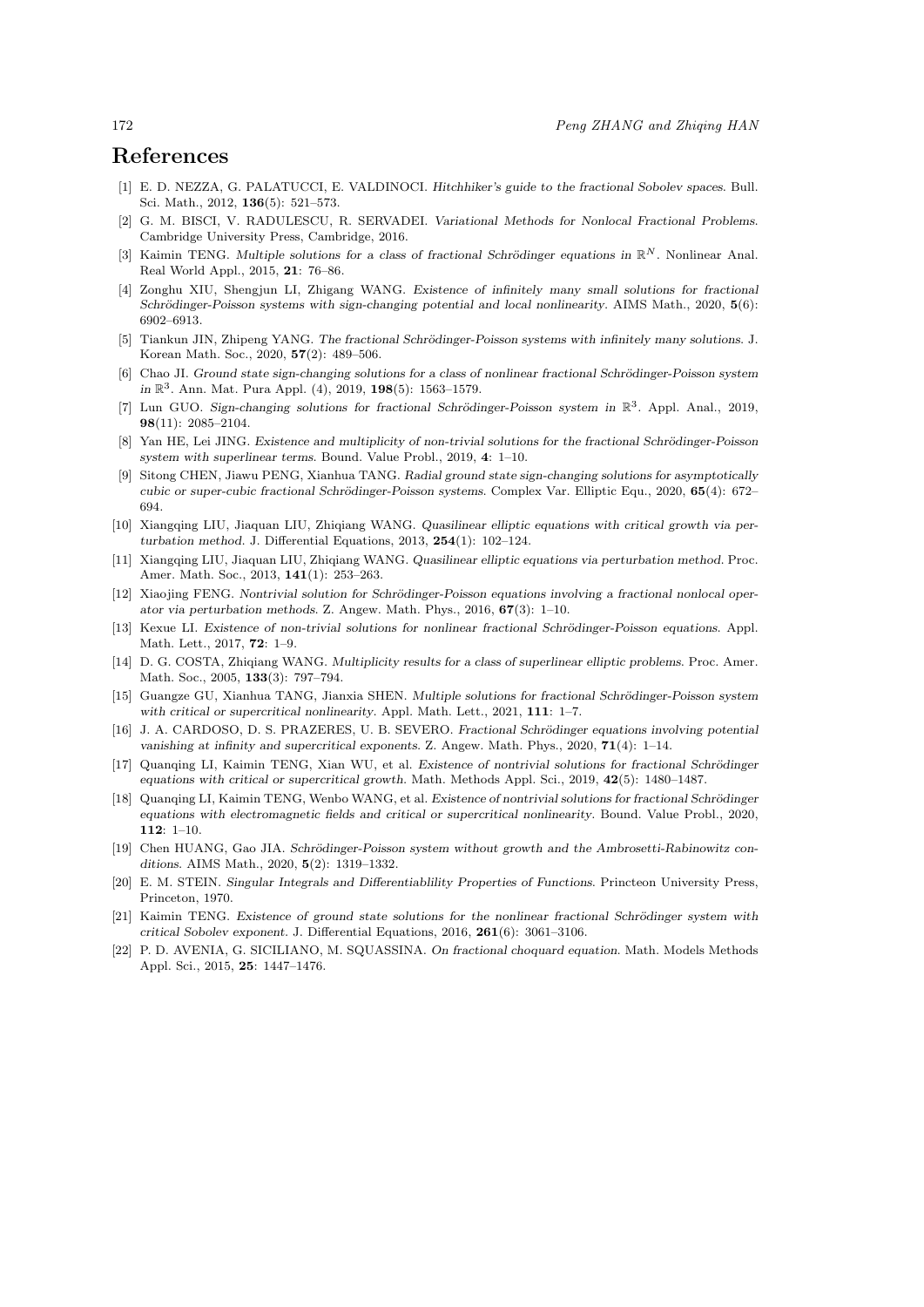## References

[1] E. D. NEZZA, G. PALATUCCI, E. VALDINOCI. *Hitchhiker's guide to the fractional Sobolev spaces*. Bull. Sci. Math., 2012, **136**(5): 521–573.

[2] G. M. BISCI, V. RADULESCU, R. SERVADEI. *Variational Methods for Nonlocal Fractional Problems*. Cambridge University Press, Cambridge, 2016.

[3] Kaimin TENG. *Multiple solutions for a class of fractional Schrödinger equations in* $\mathbb{R}^N$. Nonlinear Anal. Real World Appl., 2015, **21**: 76–86.

[4] Zonghu XIU, Shengjun LI, Zhigang WANG. *Existence of infinitely many small solutions for fractional Schrödinger-Poisson systems with sign-changing potential and local nonlinearity*. AIMS Math., 2020, **5**(6): 6902–6913.

[5] Tiankun JIN, Zhipeng YANG. *The fractional Schrödinger-Poisson systems with infinitely many solutions*. J. Korean Math. Soc., 2020, **57**(2): 489–506.

[6] Chao JI. *Ground state sign-changing solutions for a class of nonlinear fractional Schrödinger-Poisson system in* $\mathbb{R}^3$. Ann. Mat. Pura Appl. (4), 2019, **198**(5): 1563–1579.

[7] Lun GUO. *Sign-changing solutions for fractional Schrödinger-Poisson system in* $\mathbb{R}^3$. Appl. Anal., 2019, **98**(11): 2085–2104.

[8] Yan HE, Lei JING. *Existence and multiplicity of non-trivial solutions for the fractional Schrödinger-Poisson system with superlinear terms*. Bound. Value Probl., 2019, **4**: 1–10.

[9] Sitong CHEN, Jiawu PENG, Xianhua TANG. *Radial ground state sign-changing solutions for asymptotically cubic or super-cubic fractional Schrödinger-Poisson systems*. Complex Var. Elliptic Equ., 2020, **65**(4): 672–694.

[10] Xiangqing LIU, Jiaquan LIU, Zhiqiang WANG. *Quasilinear elliptic equations with critical growth via perturbation method*. J. Differential Equations, 2013, **254**(1): 102–124.

[11] Xiangqing LIU, Jiaquan LIU, Zhiqiang WANG. *Quasilinear elliptic equations via perturbation method*. Proc. Amer. Math. Soc., 2013, **141**(1): 253–263.

[12] Xiaojing FENG. *Nontrivial solution for Schrödinger-Poisson equations involving a fractional nonlocal operator via perturbation methods*. Z. Angew. Math. Phys., 2016, **67**(3): 1–10.

[13] Kexue LI. *Existence of non-trivial solutions for nonlinear fractional Schrödinger-Poisson equations*. Appl. Math. Lett., 2017, **72**: 1–9.

[14] D. G. COSTA, Zhiqiang WANG. *Multiplicity results for a class of superlinear elliptic problems*. Proc. Amer. Math. Soc., 2005, **133**(3): 797–794.

[15] Guangze GU, Xianhua TANG, Jianxia SHEN. *Multiple solutions for fractional Schrödinger-Poisson system with critical or supercritical nonlinearity*. Appl. Math. Lett., 2021, **111**: 1–7.

[16] J. A. CARDOSO, D. S. PRAZERES, U. B. SEVERO. *Fractional Schrödinger equations involving potential vanishing at infinity and supercritical exponents*. Z. Angew. Math. Phys., 2020, **71**(4): 1–14.

[17] Quanqing LI, Kaimin TENG, Xian WU, et al. *Existence of nontrivial solutions for fractional Schrödinger equations with critical or supercritical growth*. Math. Methods Appl. Sci., 2019, **42**(5): 1480–1487.

[18] Quanqing LI, Kaimin TENG, Wenbo WANG, et al. *Existence of nontrivial solutions for fractional Schrödinger equations with electromagnetic fields and critical or supercritical nonlinearity*. Bound. Value Probl., 2020, **112**: 1–10.

[19] Chen HUANG, Gao JIA. *Schrödinger-Poisson system without growth and the Ambrosetti-Rabinowitz conditions*. AIMS Math., 2020, **5**(2): 1319–1332.

[20] E. M. STEIN. *Singular Integrals and Differentiablility Properties of Functions*. Princteon University Press, Princeton, 1970.

[21] Kaimin TENG. *Existence of ground state solutions for the nonlinear fractional Schrödinger system with critical Sobolev exponent*. J. Differential Equations, 2016, **261**(6): 3061–3106.

[22] P. D. AVENIA, G. SICILIANO, M. SQUASSINA. *On fractional choquard equation*. Math. Models Methods Appl. Sci., 2015, **25**: 1447–1476.